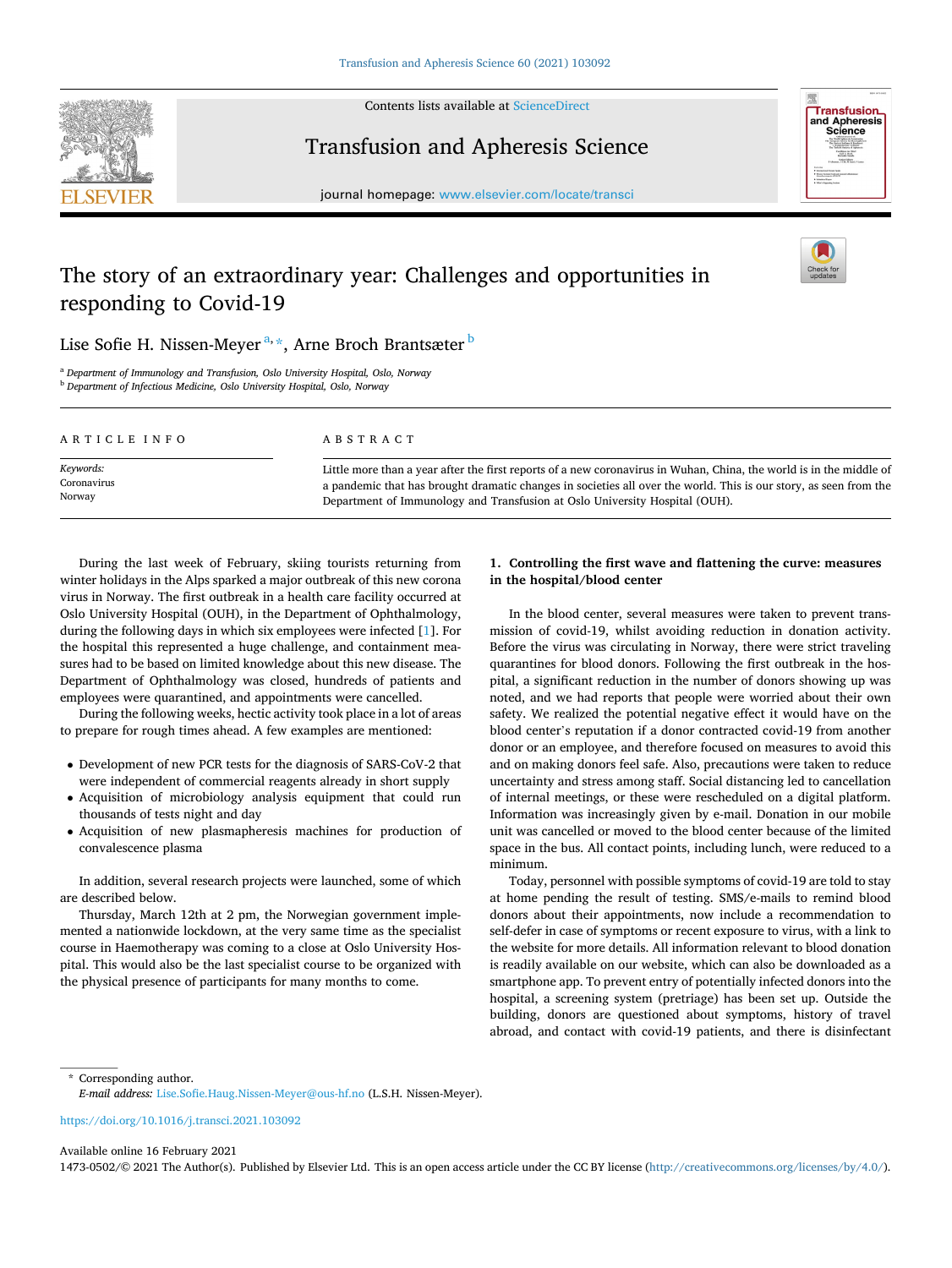# The story of an extraordinary year: Challenges and opportunities in responding to Covid-19

Lise Sofie H. Nissen-Meyer [a,*], Arne Broch Brantsæter [b]

[a] Department of Immunology and Transfusion, Oslo University Hospital, Oslo, Norway
[b] Department of Infectious Medicine, Oslo University Hospital, Oslo, Norway

**ARTICLE INFO**

*Keywords:*
Coronavirus
Norway

**ABSTRACT**

Little more than a year after the first reports of a new coronavirus in Wuhan, China, the world is in the middle of a pandemic that has brought dramatic changes in societies all over the world. This is our story, as seen from the Department of Immunology and Transfusion at Oslo University Hospital (OUH).

During the last week of February, skiing tourists returning from winter holidays in the Alps sparked a major outbreak of this new corona virus in Norway. The first outbreak in a health care facility occurred at Oslo University Hospital (OUH), in the Department of Ophthalmology, during the following days in which six employees were infected [1]. For the hospital this represented a huge challenge, and containment measures had to be based on limited knowledge about this new disease. The Department of Ophthalmology was closed, hundreds of patients and employees were quarantined, and appointments were cancelled.

During the following weeks, hectic activity took place in a lot of areas to prepare for rough times ahead. A few examples are mentioned:

- Development of new PCR tests for the diagnosis of SARS-CoV-2 that were independent of commercial reagents already in short supply
- Acquisition of microbiology analysis equipment that could run thousands of tests night and day
- Acquisition of new plasmapheresis machines for production of convalescence plasma

In addition, several research projects were launched, some of which are described below.

Thursday, March 12th at 2 pm, the Norwegian government implemented a nationwide lockdown, at the very same time as the specialist course in Haemotherapy was coming to a close at Oslo University Hospital. This would also be the last specialist course to be organized with the physical presence of participants for many months to come.

## 1. Controlling the first wave and flattening the curve: measures in the hospital/blood center

In the blood center, several measures were taken to prevent transmission of covid-19, whilst avoiding reduction in donation activity. Before the virus was circulating in Norway, there were strict traveling quarantines for blood donors. Following the first outbreak in the hospital, a significant reduction in the number of donors showing up was noted, and we had reports that people were worried about their own safety. We realized the potential negative effect it would have on the blood center's reputation if a donor contracted covid-19 from another donor or an employee, and therefore focused on measures to avoid this and on making donors feel safe. Also, precautions were taken to reduce uncertainty and stress among staff. Social distancing led to cancellation of internal meetings, or these were rescheduled on a digital platform. Information was increasingly given by e-mail. Donation in our mobile unit was cancelled or moved to the blood center because of the limited space in the bus. All contact points, including lunch, were reduced to a minimum.

Today, personnel with possible symptoms of covid-19 are told to stay at home pending the result of testing. SMS/e-mails to remind blood donors about their appointments, now include a recommendation to self-defer in case of symptoms or recent exposure to virus, with a link to the website for more details. All information relevant to blood donation is readily available on our website, which can also be downloaded as a smartphone app. To prevent entry of potentially infected donors into the hospital, a screening system (pretriage) has been set up. Outside the building, donors are questioned about symptoms, history of travel abroad, and contact with covid-19 patients, and there is disinfectant

\* Corresponding author.
*E-mail address:* Lise.Sofie.Haug.Nissen-Meyer@ous-hf.no (L.S.H. Nissen-Meyer).

https://doi.org/10.1016/j.transci.2021.103092

Available online 16 February 2021
1473-0502/© 2021 The Author(s). Published by Elsevier Ltd. This is an open access article under the CC BY license (http://creativecommons.org/licenses/by/4.0/).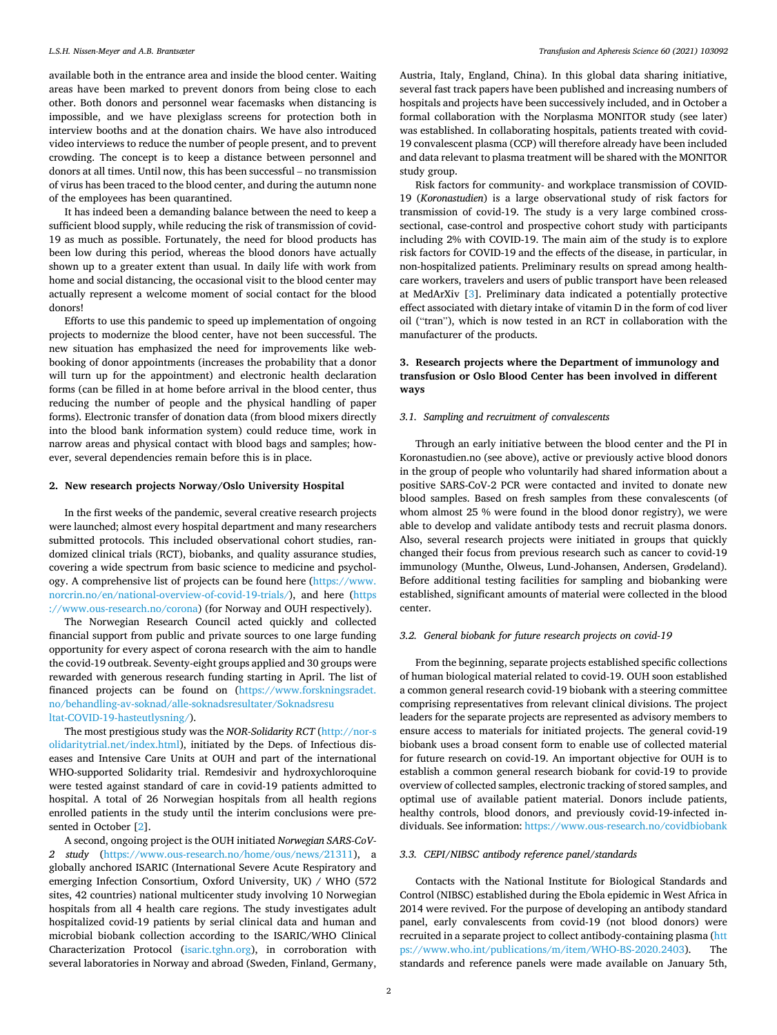available both in the entrance area and inside the blood center. Waiting areas have been marked to prevent donors from being close to each other. Both donors and personnel wear facemasks when distancing is impossible, and we have plexiglass screens for protection both in interview booths and at the donation chairs. We have also introduced video interviews to reduce the number of people present, and to prevent crowding. The concept is to keep a distance between personnel and donors at all times. Until now, this has been successful – no transmission of virus has been traced to the blood center, and during the autumn none of the employees has been quarantined.

It has indeed been a demanding balance between the need to keep a sufficient blood supply, while reducing the risk of transmission of covid-19 as much as possible. Fortunately, the need for blood products has been low during this period, whereas the blood donors have actually shown up to a greater extent than usual. In daily life with work from home and social distancing, the occasional visit to the blood center may actually represent a welcome moment of social contact for the blood donors!

Efforts to use this pandemic to speed up implementation of ongoing projects to modernize the blood center, have not been successful. The new situation has emphasized the need for improvements like web-booking of donor appointments (increases the probability that a donor will turn up for the appointment) and electronic health declaration forms (can be filled in at home before arrival in the blood center, thus reducing the number of people and the physical handling of paper forms). Electronic transfer of donation data (from blood mixers directly into the blood bank information system) could reduce time, work in narrow areas and physical contact with blood bags and samples; however, several dependencies remain before this is in place.

## 2. New research projects Norway/Oslo University Hospital

In the first weeks of the pandemic, several creative research projects were launched; almost every hospital department and many researchers submitted protocols. This included observational cohort studies, randomized clinical trials (RCT), biobanks, and quality assurance studies, covering a wide spectrum from basic science to medicine and psychology. A comprehensive list of projects can be found here (https://www.norcrin.no/en/national-overview-of-covid-19-trials/), and here (https://www.ous-research.no/corona) (for Norway and OUH respectively).

The Norwegian Research Council acted quickly and collected financial support from public and private sources to one large funding opportunity for every aspect of corona research with the aim to handle the covid-19 outbreak. Seventy-eight groups applied and 30 groups were rewarded with generous research funding starting in April. The list of financed projects can be found on (https://www.forskningsradet.no/behandling-av-soknad/alle-soknadsresultater/Soknadsresultat-COVID-19-hasteutlysning/).

The most prestigious study was the *NOR-Solidarity RCT* (http://nor-solidaritytrial.net/index.html), initiated by the Deps. of Infectious diseases and Intensive Care Units at OUH and part of the international WHO-supported Solidarity trial. Remdesivir and hydroxychloroquine were tested against standard of care in covid-19 patients admitted to hospital. A total of 26 Norwegian hospitals from all health regions enrolled patients in the study until the interim conclusions were presented in October [2].

A second, ongoing project is the OUH initiated *Norwegian SARS-CoV-2 study* (https://www.ous-research.no/home/ous/news/21311), a globally anchored ISARIC (International Severe Acute Respiratory and emerging Infection Consortium, Oxford University, UK) / WHO (572 sites, 42 countries) national multicenter study involving 10 Norwegian hospitals from all 4 health care regions. The study investigates adult hospitalized covid-19 patients by serial clinical data and human and microbial biobank collection according to the ISARIC/WHO Clinical Characterization Protocol (isaric.tghn.org), in corroboration with several laboratories in Norway and abroad (Sweden, Finland, Germany, Austria, Italy, England, China). In this global data sharing initiative, several fast track papers have been published and increasing numbers of hospitals and projects have been successively included, and in October a formal collaboration with the Norplasma MONITOR study (see later) was established. In collaborating hospitals, patients treated with covid-19 convalescent plasma (CCP) will therefore already have been included and data relevant to plasma treatment will be shared with the MONITOR study group.

Risk factors for community- and workplace transmission of COVID-19 (*Koronastudien*) is a large observational study of risk factors for transmission of covid-19. The study is a very large combined cross-sectional, case-control and prospective cohort study with participants including 2% with COVID-19. The main aim of the study is to explore risk factors for COVID-19 and the effects of the disease, in particular, in non-hospitalized patients. Preliminary results on spread among health-care workers, travelers and users of public transport have been released at MedArXiv [3]. Preliminary data indicated a potentially protective effect associated with dietary intake of vitamin D in the form of cod liver oil ("tran"), which is now tested in an RCT in collaboration with the manufacturer of the products.

## 3. Research projects where the Department of immunology and transfusion or Oslo Blood Center has been involved in different ways

### 3.1. Sampling and recruitment of convalescents

Through an early initiative between the blood center and the PI in Koronastudien.no (see above), active or previously active blood donors in the group of people who voluntarily had shared information about a positive SARS-CoV-2 PCR were contacted and invited to donate new blood samples. Based on fresh samples from these convalescents (of whom almost 25 % were found in the blood donor registry), we were able to develop and validate antibody tests and recruit plasma donors. Also, several research projects were initiated in groups that quickly changed their focus from previous research such as cancer to covid-19 immunology (Munthe, Olweus, Lund-Johansen, Andersen, Grødeland). Before additional testing facilities for sampling and biobanking were established, significant amounts of material were collected in the blood center.

### 3.2. General biobank for future research projects on covid-19

From the beginning, separate projects established specific collections of human biological material related to covid-19. OUH soon established a common general research covid-19 biobank with a steering committee comprising representatives from relevant clinical divisions. The project leaders for the separate projects are represented as advisory members to ensure access to materials for initiated projects. The general covid-19 biobank uses a broad consent form to enable use of collected material for future research on covid-19. An important objective for OUH is to establish a common general research biobank for covid-19 to provide overview of collected samples, electronic tracking of stored samples, and optimal use of available patient material. Donors include patients, healthy controls, blood donors, and previously covid-19-infected individuals. See information: https://www.ous-research.no/covidbiobank

### 3.3. CEPI/NIBSC antibody reference panel/standards

Contacts with the National Institute for Biological Standards and Control (NIBSC) established during the Ebola epidemic in West Africa in 2014 were revived. For the purpose of developing an antibody standard panel, early convalescents from covid-19 (not blood donors) were recruited in a separate project to collect antibody-containing plasma (https://www.who.int/publications/m/item/WHO-BS-2020.2403). The standards and reference panels were made available on January 5th,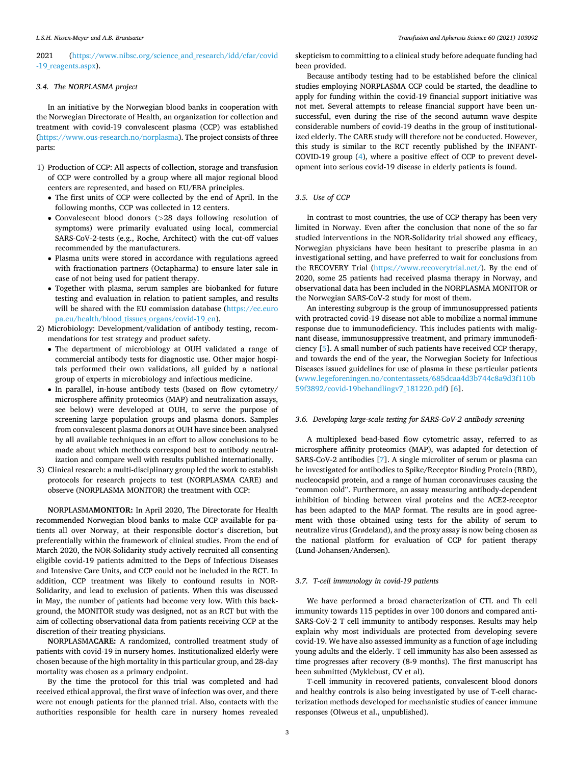2021 (https://www.nibsc.org/science_and_research/idd/cfar/covid-19_reagents.aspx).

### 3.4. The NORPLASMA project

In an initiative by the Norwegian blood banks in cooperation with the Norwegian Directorate of Health, an organization for collection and treatment with covid-19 convalescent plasma (CCP) was established (https://www.ous-research.no/norplasma). The project consists of three parts:

1) Production of CCP: All aspects of collection, storage and transfusion of CCP were controlled by a group where all major regional blood centers are represented, and based on EU/EBA principles.
   - The first units of CCP were collected by the end of April. In the following months, CCP was collected in 12 centers.
   - Convalescent blood donors (>28 days following resolution of symptoms) were primarily evaluated using local, commercial SARS-CoV-2-tests (e.g., Roche, Architect) with the cut-off values recommended by the manufacturers.
   - Plasma units were stored in accordance with regulations agreed with fractionation partners (Octapharma) to ensure later sale in case of not being used for patient therapy.
   - Together with plasma, serum samples are biobanked for future testing and evaluation in relation to patient samples, and results will be shared with the EU commission database (https://ec.europa.eu/health/blood_tissues_organs/covid-19_en).
2) Microbiology: Development/validation of antibody testing, recommendations for test strategy and product safety.
   - The department of microbiology at OUH validated a range of commercial antibody tests for diagnostic use. Other major hospitals performed their own validations, all guided by a national group of experts in microbiology and infectious medicine.
   - In parallel, in-house antibody tests (based on flow cytometry/microsphere affinity proteomics (MAP) and neutralization assays, see below) were developed at OUH, to serve the purpose of screening large population groups and plasma donors. Samples from convalescent plasma donors at OUH have since been analysed by all available techniques in an effort to allow conclusions to be made about which methods correspond best to antibody neutralization and compare well with results published internationally.
3) Clinical research: a multi-disciplinary group led the work to establish protocols for research projects to test (NORPLASMA CARE) and observe (NORPLASMA MONITOR) the treatment with CCP:

**N**ORPLASMA**MONITOR:** In April 2020, The Directorate for Health recommended Norwegian blood banks to make CCP available for patients all over Norway, at their responsible doctor's discretion, but preferentially within the framework of clinical studies. From the end of March 2020, the NOR-Solidarity study actively recruited all consenting eligible covid-19 patients admitted to the Deps of Infectious Diseases and Intensive Care Units, and CCP could not be included in the RCT. In addition, CCP treatment was likely to confound results in NOR-Solidarity, and lead to exclusion of patients. When this was discussed in May, the number of patients had become very low. With this background, the MONITOR study was designed, not as an RCT but with the aim of collecting observational data from patients receiving CCP at the discretion of their treating physicians.

**N**ORPLASMA**CARE:** A randomized, controlled treatment study of patients with covid-19 in nursery homes. Institutionalized elderly were chosen because of the high mortality in this particular group, and 28-day mortality was chosen as a primary endpoint.

By the time the protocol for this trial was completed and had received ethical approval, the first wave of infection was over, and there were not enough patients for the planned trial. Also, contacts with the authorities responsible for health care in nursery homes revealed skepticism to committing to a clinical study before adequate funding had been provided.

Because antibody testing had to be established before the clinical studies employing NORPLASMA CCP could be started, the deadline to apply for funding within the covid-19 financial support initiative was not met. Several attempts to release financial support have been unsuccessful, even during the rise of the second autumn wave despite considerable numbers of covid-19 deaths in the group of institutionalized elderly. The CARE study will therefore not be conducted. However, this study is similar to the RCT recently published by the INFANT-COVID-19 group (4), where a positive effect of CCP to prevent development into serious covid-19 disease in elderly patients is found.

### 3.5. Use of CCP

In contrast to most countries, the use of CCP therapy has been very limited in Norway. Even after the conclusion that none of the so far studied interventions in the NOR-Solidarity trial showed any efficacy, Norwegian physicians have been hesitant to prescribe plasma in an investigational setting, and have preferred to wait for conclusions from the RECOVERY Trial (https://www.recoverytrial.net/). By the end of 2020, some 25 patients had received plasma therapy in Norway, and observational data has been included in the NORPLASMA MONITOR or the Norwegian SARS-CoV-2 study for most of them.

An interesting subgroup is the group of immunosuppressed patients with protracted covid-19 disease not able to mobilize a normal immune response due to immunodeficiency. This includes patients with malignant disease, immunosuppressive treatment, and primary immunodeficiency [5]. A small number of such patients have received CCP therapy, and towards the end of the year, the Norwegian Society for Infectious Diseases issued guidelines for use of plasma in these particular patients (www.legeforeningen.no/contentassets/685dcaa4d3b744c8a9d3f110b59f3892/covid-19behandlingv7_181220.pdf) [6].

### 3.6. Developing large-scale testing for SARS-CoV-2 antibody screening

A multiplexed bead-based flow cytometric assay, referred to as microsphere affinity proteomics (MAP), was adapted for detection of SARS-CoV-2 antibodies [7]. A single microliter of serum or plasma can be investigated for antibodies to Spike/Receptor Binding Protein (RBD), nucleocapsid protein, and a range of human coronaviruses causing the "common cold". Furthermore, an assay measuring antibody-dependent inhibition of binding between viral proteins and the ACE2-receptor has been adapted to the MAP format. The results are in good agreement with those obtained using tests for the ability of serum to neutralize virus (Grødeland), and the proxy assay is now being chosen as the national platform for evaluation of CCP for patient therapy (Lund-Johansen/Andersen).

### 3.7. T-cell immunology in covid-19 patients

We have performed a broad characterization of CTL and Th cell immunity towards 115 peptides in over 100 donors and compared anti-SARS-CoV-2 T cell immunity to antibody responses. Results may help explain why most individuals are protected from developing severe covid-19. We have also assessed immunity as a function of age including young adults and the elderly. T cell immunity has also been assessed as time progresses after recovery (8-9 months). The first manuscript has been submitted (Myklebust, CV et al).

T-cell immunity in recovered patients, convalescent blood donors and healthy controls is also being investigated by use of T-cell characterization methods developed for mechanistic studies of cancer immune responses (Olweus et al., unpublished).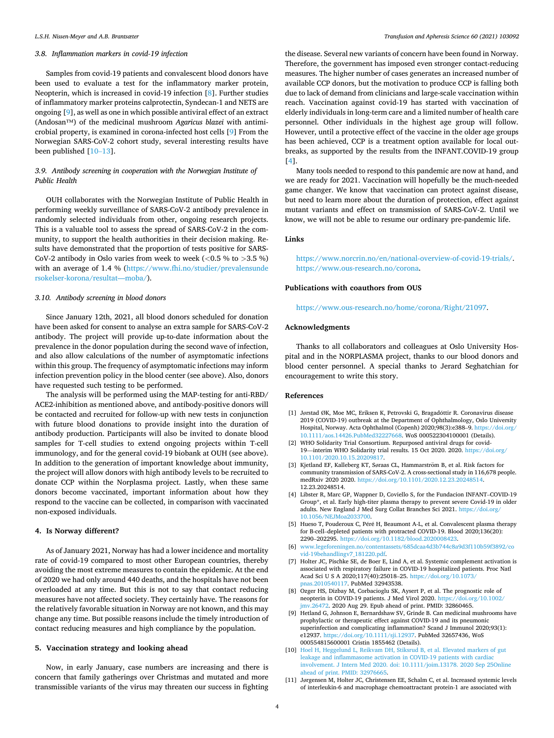### 3.8. *Inflammation markers in covid-19 infection*

Samples from covid-19 patients and convalescent blood donors have been used to evaluate a test for the inflammatory marker protein, Neopterin, which is increased in covid-19 infection [8]. Further studies of inflammatory marker proteins calprotectin, Syndecan-1 and NETS are ongoing [9], as well as one in which possible antiviral effect of an extract (Andosan™) of the medicinal mushroom *Agaricus blazei* with antimicrobial property, is examined in corona-infected host cells [9] From the Norwegian SARS-CoV-2 cohort study, several interesting results have been published [10–13].

### 3.9. *Antibody screening in cooperation with the Norwegian Institute of Public Health*

OUH collaborates with the Norwegian Institute of Public Health in performing weekly surveillance of SARS-CoV-2 antibody prevalence in randomly selected individuals from other, ongoing research projects. This is a valuable tool to assess the spread of SARS-CoV-2 in the community, to support the health authorities in their decision making. Results have demonstrated that the proportion of tests positive for SARS-CoV-2 antibody in Oslo varies from week to week (<0.5 % to >3.5 %) with an average of 1.4 % (https://www.fhi.no/studier/prevalensundersokelser-korona/resultat—moba/).

### 3.10. *Antibody screening in blood donors*

Since January 12th, 2021, all blood donors scheduled for donation have been asked for consent to analyse an extra sample for SARS-CoV-2 antibody. The project will provide up-to-date information about the prevalence in the donor population during the second wave of infection, and also allow calculations of the number of asymptomatic infections within this group. The frequency of asymptomatic infections may inform infection prevention policy in the blood center (see above). Also, donors have requested such testing to be performed.

The analysis will be performed using the MAP-testing for anti-RBD/ACE2-inhibition as mentioned above, and antibody-positive donors will be contacted and recruited for follow-up with new tests in conjunction with future blood donations to provide insight into the duration of antibody production. Participants will also be invited to donate blood samples for T-cell studies to extend ongoing projects within T-cell immunology, and for the general covid-19 biobank at OUH (see above). In addition to the generation of important knowledge about immunity, the project will allow donors with high antibody levels to be recruited to donate CCP within the Norplasma project. Lastly, when these same donors become vaccinated, important information about how they respond to the vaccine can be collected, in comparison with vaccinated non-exposed individuals.

## 4. Is Norway different?

As of January 2021, Norway has had a lower incidence and mortality rate of covid-19 compared to most other European countries, thereby avoiding the most extreme measures to contain the epidemic. At the end of 2020 we had only around 440 deaths, and the hospitals have not been overloaded at any time. But this is not to say that contact reducing measures have not affected society. They certainly have. The reasons for the relatively favorable situation in Norway are not known, and this may change any time. But possible reasons include the timely introduction of contact reducing measures and high compliance by the population.

## 5. Vaccination strategy and looking ahead

Now, in early January, case numbers are increasing and there is concern that family gatherings over Christmas and mutated and more transmissible variants of the virus may threaten our success in fighting the disease. Several new variants of concern have been found in Norway. Therefore, the government has imposed even stronger contact-reducing measures. The higher number of cases generates an increased number of available CCP donors, but the motivation to produce CCP is falling both due to lack of demand from clinicians and large-scale vaccination within reach. Vaccination against covid-19 has started with vaccination of elderly individuals in long-term care and a limited number of health care personnel. Other individuals in the highest age group will follow. However, until a protective effect of the vaccine in the older age groups has been achieved, CCP is a treatment option available for local outbreaks, as supported by the results from the INFANT.COVID-19 group [4].

Many tools needed to respond to this pandemic are now at hand, and we are ready for 2021. Vaccination will hopefully be the much-needed game changer. We know that vaccination can protect against disease, but need to learn more about the duration of protection, effect against mutant variants and effect on transmission of SARS-CoV-2. Until we know, we will not be able to resume our ordinary pre-pandemic life.

## Links

https://www.norcrin.no/en/national-overview-of-covid-19-trials/.
https://www.ous-research.no/corona.

## Publications with coauthors from OUS

https://www.ous-research.no/home/corona/Right/21097.

## Acknowledgments

Thanks to all collaborators and colleagues at Oslo University Hospital and in the NORPLASMA project, thanks to our blood donors and blood center personnel. A special thanks to Jerard Seghatchian for encouragement to write this story.

## References

[1] Jørstad ØK, Moe MC, Eriksen K, Petrovski G, Bragadóttir R. Coronavirus disease 2019 (COVID-19) outbreak at the Department of Ophthalmology, Oslo University Hospital, Norway. Acta Ophthalmol (Copenh) 2020;98(3):e388–9. https://doi.org/10.1111/aos.14426.PubMed32227668. WoS 000522304100001 (Details).

[2] WHO Solidarity Trial Consortium. Repurposed antiviral drugs for covid-19—interim WHO Solidarity trial results. 15 Oct 2020. 2020. https://doi.org/10.1101/2020.10.15.20209817.

[3] Kjetland EF, Kalleberg KT, Søraas CL, Hammarström B, et al. Risk factors for community transmission of SARS-CoV-2. A cross-sectional study in 116,678 people. medRxiv 2020 2020. https://doi.org/10.1101/2020.12.23.20248514. 12.23.20248514.

[4] Libster R, Marc GP, Wappner D, Coviello S, for the Fundacion INFANT–COVID-19 Group*, et al. Early high-titer plasma therapy to prevent severe Covid-19 in older adults. New England J Med Surg Collat Branches Sci 2021. https://doi.org/10.1056/NEJMoa2033700.

[5] Hueso T, Pouderoux C, Péré H, Beaumont A-L, et al. Convalescent plasma therapy for B-cell–depleted patients with protracted COVID-19. Blood 2020;136(20): 2290–202295. https://doi.org/10.1182/blood.2020008423.

[6] www.legeforeningen.no/contentassets/685dcaa4d3b744c8a9d3f110b59f3892/covid-19behandlingv7_181220.pdf.

[7] Holter JC, Pischke SE, de Boer E, Lind A, et al. Systemic complement activation is associated with respiratory failure in COVID-19 hospitalized patients. Proc Natl Acad Sci U S A 2020;117(40):25018–25. https://doi.org/10.1073/pnas.2010540117. PubMed 32943538.

[8] Ozger HS, Dizbay M, Corbacioglu SK, Aysert P, et al. The prognostic role of neopterin in COVID-19 patients. J Med Virol 2020. https://doi.org/10.1002/jmv.26472. 2020 Aug 29. Epub ahead of print. PMID: 32860465.

[9] Hetland G, Johnson E, Bernardshaw SV, Grinde B. Can medicinal mushrooms have prophylactic or therapeutic effect against COVID-19 and its pneumonic superinfection and complicating inflammation? Scand J Immunol 2020;93(1): e12937. https://doi.org/10.1111/sji.12937. PubMed 32657436, WoS 000554815600001 Cristin 1855462 (Details).

[10] Hoel H, Heggelund L, Reikvam DH, Stiksrud B, et al. Elevated markers of gut leakage and inflammasome activation in COVID-19 patients with cardiac involvement. J Intern Med 2020. doi: 10.1111/joim.13178. 2020 Sep 25Online ahead of print. PMID: 32976665.

[11] Jørgensen M, Holter JC, Christensen EE, Schalm C, et al. Increased systemic levels of interleukin-6 and macrophage chemoattractant protein-1 are associated with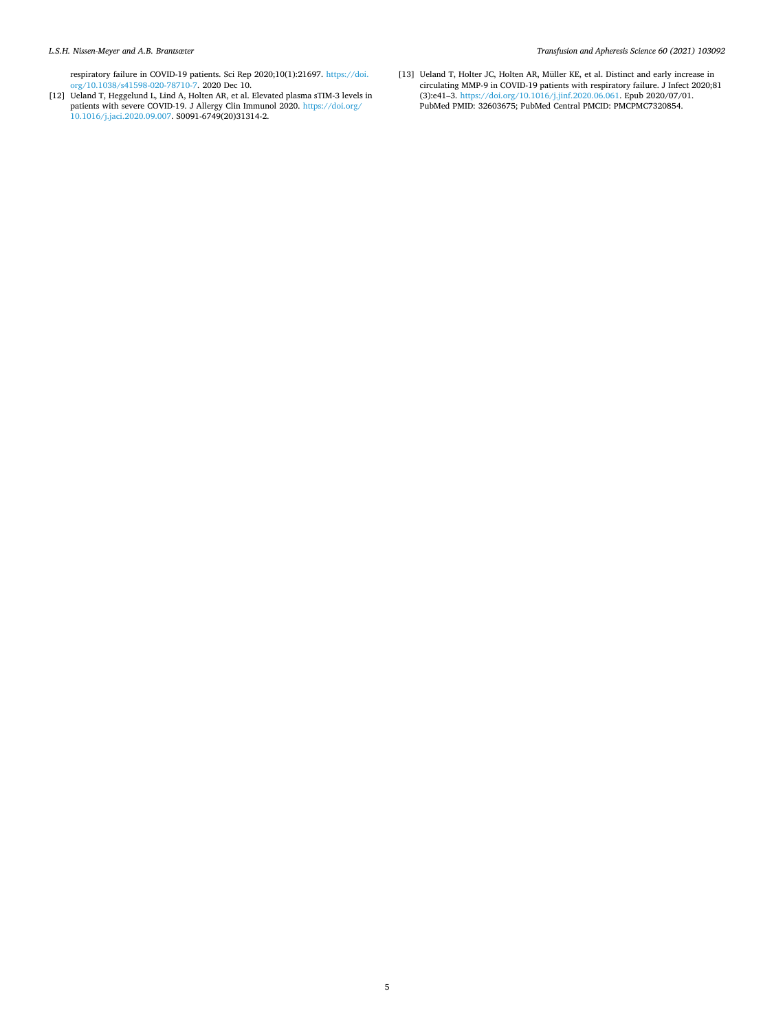respiratory failure in COVID-19 patients. Sci Rep 2020;10(1):21697. https://doi.org/10.1038/s41598-020-78710-7. 2020 Dec 10.

[12] Ueland T, Heggelund L, Lind A, Holten AR, et al. Elevated plasma sTIM-3 levels in patients with severe COVID-19. J Allergy Clin Immunol 2020. https://doi.org/10.1016/j.jaci.2020.09.007. S0091-6749(20)31314-2.

[13] Ueland T, Holter JC, Holten AR, Müller KE, et al. Distinct and early increase in circulating MMP-9 in COVID-19 patients with respiratory failure. J Infect 2020;81 (3):e41–3. https://doi.org/10.1016/j.jinf.2020.06.061. Epub 2020/07/01. PubMed PMID: 32603675; PubMed Central PMCID: PMCPMC7320854.